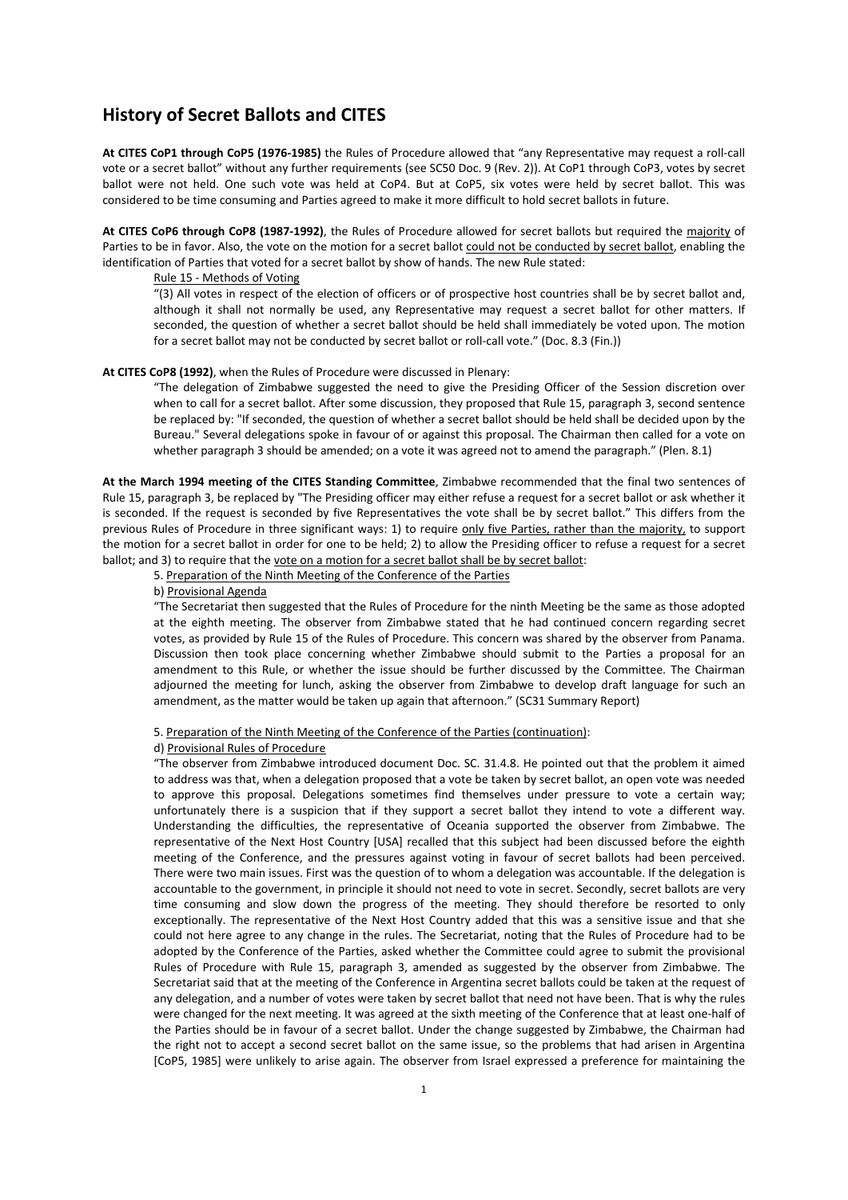## History of Secret Ballots and CITES

**At CITES CoP1 through CoP5 (1976-1985)** the Rules of Procedure allowed that "any Representative may request a roll-call vote or a secret ballot" without any further requirements (see SC50 Doc. 9 (Rev. 2)). At CoP1 through CoP3, votes by secret ballot were not held. One such vote was held at CoP4. But at CoP5, six votes were held by secret ballot. This was considered to be time consuming and Parties agreed to make it more difficult to hold secret ballots in future.

**At CITES CoP6 through CoP8 (1987-1992)**, the Rules of Procedure allowed for secret ballots but required the majority of Parties to be in favor. Also, the vote on the motion for a secret ballot could not be conducted by secret ballot, enabling the identification of Parties that voted for a secret ballot by show of hands. The new Rule stated:

> Rule 15 - Methods of Voting
>
> "(3) All votes in respect of the election of officers or of prospective host countries shall be by secret ballot and, although it shall not normally be used, any Representative may request a secret ballot for other matters. If seconded, the question of whether a secret ballot should be held shall immediately be voted upon. The motion for a secret ballot may not be conducted by secret ballot or roll-call vote." (Doc. 8.3 (Fin.))

**At CITES CoP8 (1992)**, when the Rules of Procedure were discussed in Plenary:

> "The delegation of Zimbabwe suggested the need to give the Presiding Officer of the Session discretion over when to call for a secret ballot. After some discussion, they proposed that Rule 15, paragraph 3, second sentence be replaced by: "If seconded, the question of whether a secret ballot should be held shall be decided upon by the Bureau." Several delegations spoke in favour of or against this proposal. The Chairman then called for a vote on whether paragraph 3 should be amended; on a vote it was agreed not to amend the paragraph." (Plen. 8.1)

**At the March 1994 meeting of the CITES Standing Committee**, Zimbabwe recommended that the final two sentences of Rule 15, paragraph 3, be replaced by "The Presiding officer may either refuse a request for a secret ballot or ask whether it is seconded. If the request is seconded by five Representatives the vote shall be by secret ballot." This differs from the previous Rules of Procedure in three significant ways: 1) to require only five Parties, rather than the majority, to support the motion for a secret ballot in order for one to be held; 2) to allow the Presiding officer to refuse a request for a secret ballot; and 3) to require that the vote on a motion for a secret ballot shall be by secret ballot:

> 5. Preparation of the Ninth Meeting of the Conference of the Parties
>
> b) Provisional Agenda
>
> "The Secretariat then suggested that the Rules of Procedure for the ninth Meeting be the same as those adopted at the eighth meeting. The observer from Zimbabwe stated that he had continued concern regarding secret votes, as provided by Rule 15 of the Rules of Procedure. This concern was shared by the observer from Panama. Discussion then took place concerning whether Zimbabwe should submit to the Parties a proposal for an amendment to this Rule, or whether the issue should be further discussed by the Committee. The Chairman adjourned the meeting for lunch, asking the observer from Zimbabwe to develop draft language for such an amendment, as the matter would be taken up again that afternoon." (SC31 Summary Report)
>
> 5. Preparation of the Ninth Meeting of the Conference of the Parties (continuation):
>
> d) Provisional Rules of Procedure
>
> "The observer from Zimbabwe introduced document Doc. SC. 31.4.8. He pointed out that the problem it aimed to address was that, when a delegation proposed that a vote be taken by secret ballot, an open vote was needed to approve this proposal. Delegations sometimes find themselves under pressure to vote a certain way; unfortunately there is a suspicion that if they support a secret ballot they intend to vote a different way. Understanding the difficulties, the representative of Oceania supported the observer from Zimbabwe. The representative of the Next Host Country [USA] recalled that this subject had been discussed before the eighth meeting of the Conference, and the pressures against voting in favour of secret ballots had been perceived. There were two main issues. First was the question of to whom a delegation was accountable. If the delegation is accountable to the government, in principle it should not need to vote in secret. Secondly, secret ballots are very time consuming and slow down the progress of the meeting. They should therefore be resorted to only exceptionally. The representative of the Next Host Country added that this was a sensitive issue and that she could not here agree to any change in the rules. The Secretariat, noting that the Rules of Procedure had to be adopted by the Conference of the Parties, asked whether the Committee could agree to submit the provisional Rules of Procedure with Rule 15, paragraph 3, amended as suggested by the observer from Zimbabwe. The Secretariat said that at the meeting of the Conference in Argentina secret ballots could be taken at the request of any delegation, and a number of votes were taken by secret ballot that need not have been. That is why the rules were changed for the next meeting. It was agreed at the sixth meeting of the Conference that at least one-half of the Parties should be in favour of a secret ballot. Under the change suggested by Zimbabwe, the Chairman had the right not to accept a second secret ballot on the same issue, so the problems that had arisen in Argentina [CoP5, 1985] were unlikely to arise again. The observer from Israel expressed a preference for maintaining the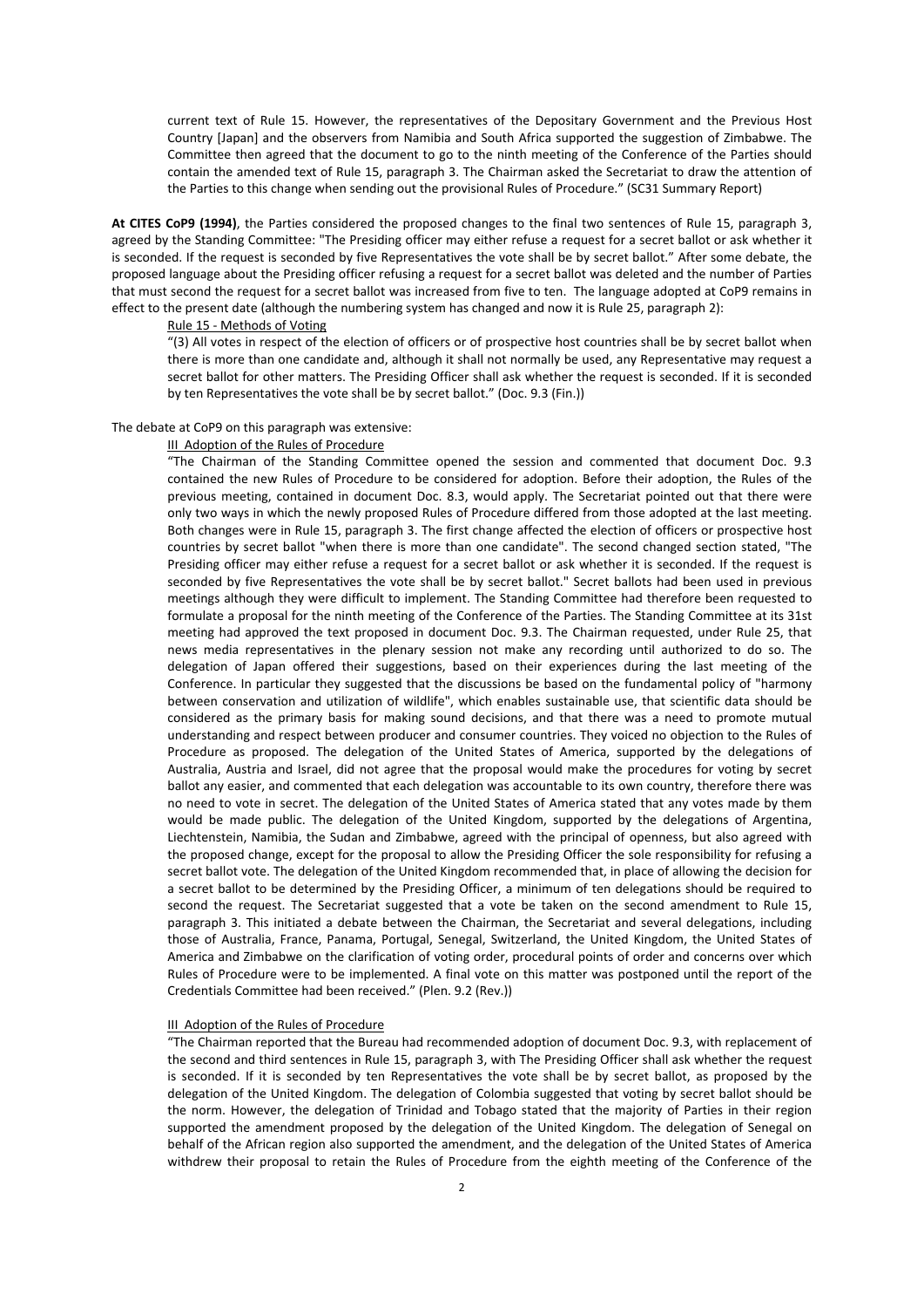current text of Rule 15. However, the representatives of the Depositary Government and the Previous Host Country [Japan] and the observers from Namibia and South Africa supported the suggestion of Zimbabwe. The Committee then agreed that the document to go to the ninth meeting of the Conference of the Parties should contain the amended text of Rule 15, paragraph 3. The Chairman asked the Secretariat to draw the attention of the Parties to this change when sending out the provisional Rules of Procedure." (SC31 Summary Report)

**At CITES CoP9 (1994)**, the Parties considered the proposed changes to the final two sentences of Rule 15, paragraph 3, agreed by the Standing Committee: "The Presiding officer may either refuse a request for a secret ballot or ask whether it is seconded. If the request is seconded by five Representatives the vote shall be by secret ballot." After some debate, the proposed language about the Presiding officer refusing a request for a secret ballot was deleted and the number of Parties that must second the request for a secret ballot was increased from five to ten. The language adopted at CoP9 remains in effect to the present date (although the numbering system has changed and now it is Rule 25, paragraph 2):

> <u>Rule 15 - Methods of Voting</u>
>
> "(3) All votes in respect of the election of officers or of prospective host countries shall be by secret ballot when there is more than one candidate and, although it shall not normally be used, any Representative may request a secret ballot for other matters. The Presiding Officer shall ask whether the request is seconded. If it is seconded by ten Representatives the vote shall be by secret ballot." (Doc. 9.3 (Fin.))

The debate at CoP9 on this paragraph was extensive:

> <u>III Adoption of the Rules of Procedure</u>
>
> "The Chairman of the Standing Committee opened the session and commented that document Doc. 9.3 contained the new Rules of Procedure to be considered for adoption. Before their adoption, the Rules of the previous meeting, contained in document Doc. 8.3, would apply. The Secretariat pointed out that there were only two ways in which the newly proposed Rules of Procedure differed from those adopted at the last meeting. Both changes were in Rule 15, paragraph 3. The first change affected the election of officers or prospective host countries by secret ballot "when there is more than one candidate". The second changed section stated, "The Presiding officer may either refuse a request for a secret ballot or ask whether it is seconded. If the request is seconded by five Representatives the vote shall be by secret ballot." Secret ballots had been used in previous meetings although they were difficult to implement. The Standing Committee had therefore been requested to formulate a proposal for the ninth meeting of the Conference of the Parties. The Standing Committee at its 31st meeting had approved the text proposed in document Doc. 9.3. The Chairman requested, under Rule 25, that news media representatives in the plenary session not make any recording until authorized to do so. The delegation of Japan offered their suggestions, based on their experiences during the last meeting of the Conference. In particular they suggested that the discussions be based on the fundamental policy of "harmony between conservation and utilization of wildlife", which enables sustainable use, that scientific data should be considered as the primary basis for making sound decisions, and that there was a need to promote mutual understanding and respect between producer and consumer countries. They voiced no objection to the Rules of Procedure as proposed. The delegation of the United States of America, supported by the delegations of Australia, Austria and Israel, did not agree that the proposal would make the procedures for voting by secret ballot any easier, and commented that each delegation was accountable to its own country, therefore there was no need to vote in secret. The delegation of the United States of America stated that any votes made by them would be made public. The delegation of the United Kingdom, supported by the delegations of Argentina, Liechtenstein, Namibia, the Sudan and Zimbabwe, agreed with the principal of openness, but also agreed with the proposed change, except for the proposal to allow the Presiding Officer the sole responsibility for refusing a secret ballot vote. The delegation of the United Kingdom recommended that, in place of allowing the decision for a secret ballot to be determined by the Presiding Officer, a minimum of ten delegations should be required to second the request. The Secretariat suggested that a vote be taken on the second amendment to Rule 15, paragraph 3. This initiated a debate between the Chairman, the Secretariat and several delegations, including those of Australia, France, Panama, Portugal, Senegal, Switzerland, the United Kingdom, the United States of America and Zimbabwe on the clarification of voting order, procedural points of order and concerns over which Rules of Procedure were to be implemented. A final vote on this matter was postponed until the report of the Credentials Committee had been received." (Plen. 9.2 (Rev.))
>
> <u>III Adoption of the Rules of Procedure</u>
>
> "The Chairman reported that the Bureau had recommended adoption of document Doc. 9.3, with replacement of the second and third sentences in Rule 15, paragraph 3, with The Presiding Officer shall ask whether the request is seconded. If it is seconded by ten Representatives the vote shall be by secret ballot, as proposed by the delegation of the United Kingdom. The delegation of Colombia suggested that voting by secret ballot should be the norm. However, the delegation of Trinidad and Tobago stated that the majority of Parties in their region supported the amendment proposed by the delegation of the United Kingdom. The delegation of Senegal on behalf of the African region also supported the amendment, and the delegation of the United States of America withdrew their proposal to retain the Rules of Procedure from the eighth meeting of the Conference of the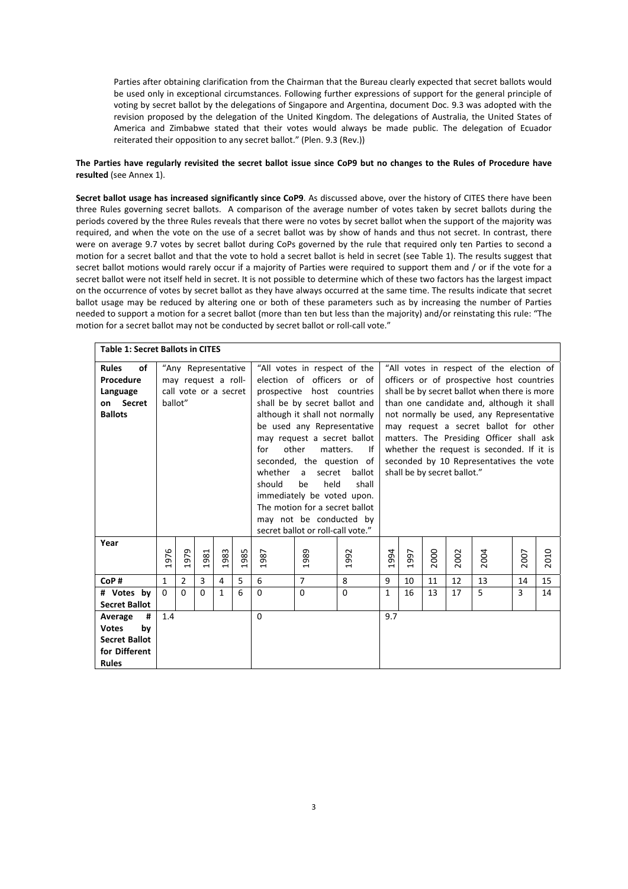Parties after obtaining clarification from the Chairman that the Bureau clearly expected that secret ballots would be used only in exceptional circumstances. Following further expressions of support for the general principle of voting by secret ballot by the delegations of Singapore and Argentina, document Doc. 9.3 was adopted with the revision proposed by the delegation of the United Kingdom. The delegations of Australia, the United States of America and Zimbabwe stated that their votes would always be made public. The delegation of Ecuador reiterated their opposition to any secret ballot." (Plen. 9.3 (Rev.))

**The Parties have regularly revisited the secret ballot issue since CoP9 but no changes to the Rules of Procedure have resulted** (see Annex 1).

**Secret ballot usage has increased significantly since CoP9**. As discussed above, over the history of CITES there have been three Rules governing secret ballots. A comparison of the average number of votes taken by secret ballots during the periods covered by the three Rules reveals that there were no votes by secret ballot when the support of the majority was required, and when the vote on the use of a secret ballot was by show of hands and thus not secret. In contrast, there were on average 9.7 votes by secret ballot during CoPs governed by the rule that required only ten Parties to second a motion for a secret ballot and that the vote to hold a secret ballot is held in secret (see Table 1). The results suggest that secret ballot motions would rarely occur if a majority of Parties were required to support them and / or if the vote for a secret ballot were not itself held in secret. It is not possible to determine which of these two factors has the largest impact on the occurrence of votes by secret ballot as they have always occurred at the same time. The results indicate that secret ballot usage may be reduced by altering one or both of these parameters such as by increasing the number of Parties needed to support a motion for a secret ballot (more than ten but less than the majority) and/or reinstating this rule: "The motion for a secret ballot may not be conducted by secret ballot or roll-call vote."

**Table 1: Secret Ballots in CITES**

| **Rules of Procedure Language on Secret Ballots** | "Any Representative may request a roll-call vote or a secret ballot" | | | | | "All votes in respect of the election of officers or of prospective host countries shall be by secret ballot and although it shall not normally be used any Representative may request a secret ballot for other matters. If seconded, the question of whether a secret ballot should be held shall immediately be voted upon. The motion for a secret ballot may not be conducted by secret ballot or roll-call vote." | | | "All votes in respect of the election of officers or of prospective host countries shall be by secret ballot when there is more than one candidate and, although it shall not normally be used, any Representative may request a secret ballot for other matters. The Presiding Officer shall ask whether the request is seconded. If it is seconded by 10 Representatives the vote shall be by secret ballot." | | | | | | |
|---|---|---|---|---|---|---|---|---|---|---|---|---|---|---|---|
| **Year** | 1976 | 1979 | 1981 | 1983 | 1985 | 1987 | 1989 | 1992 | 1994 | 1997 | 2000 | 2002 | 2004 | 2007 | 2010 |
| **CoP #** | 1 | 2 | 3 | 4 | 5 | 6 | 7 | 8 | 9 | 10 | 11 | 12 | 13 | 14 | 15 |
| **# Votes by Secret Ballot** | 0 | 0 | 0 | 1 | 6 | 0 | 0 | 0 | 1 | 16 | 13 | 17 | 5 | 3 | 14 |
| **Average # Votes by Secret Ballot for Different Rules** | 1.4 | | | | | 0 | | | 9.7 | | | | | | |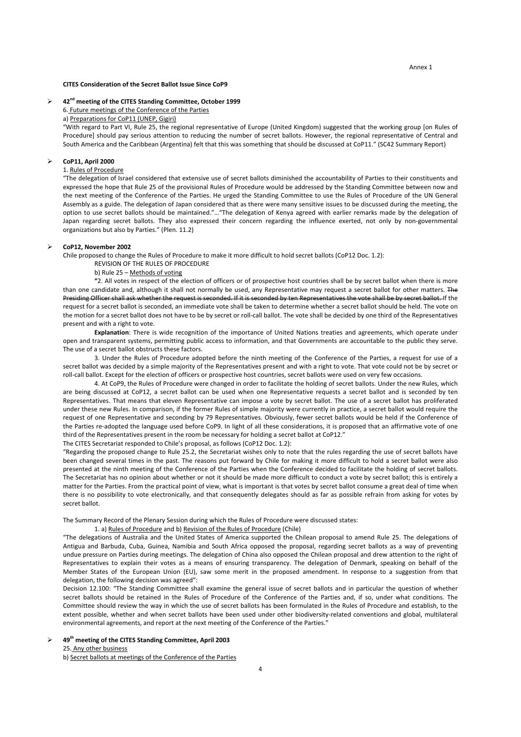Annex 1

**CITES Consideration of the Secret Ballot Issue Since CoP9**

- **42nd meeting of the CITES Standing Committee, October 1999**

6. Future meetings of the Conference of the Parties

a) Preparations for CoP11 (UNEP, Gigiri)

"With regard to Part VI, Rule 25, the regional representative of Europe (United Kingdom) suggested that the working group [on Rules of Procedure] should pay serious attention to reducing the number of secret ballots. However, the regional representative of Central and South America and the Caribbean (Argentina) felt that this was something that should be discussed at CoP11." (SC42 Summary Report)

- **CoP11, April 2000**

1. Rules of Procedure

"The delegation of Israel considered that extensive use of secret ballots diminished the accountability of Parties to their constituents and expressed the hope that Rule 25 of the provisional Rules of Procedure would be addressed by the Standing Committee between now and the next meeting of the Conference of the Parties. He urged the Standing Committee to use the Rules of Procedure of the UN General Assembly as a guide. The delegation of Japan considered that as there were many sensitive issues to be discussed during the meeting, the option to use secret ballots should be maintained."…"The delegation of Kenya agreed with earlier remarks made by the delegation of Japan regarding secret ballots. They also expressed their concern regarding the influence exerted, not only by non-governmental organizations but also by Parties." (Plen. 11.2)

- **CoP12, November 2002**

Chile proposed to change the Rules of Procedure to make it more difficult to hold secret ballots (CoP12 Doc. 1.2):

REVISION OF THE RULES OF PROCEDURE

b) Rule 25 – Methods of voting

"2. All votes in respect of the election of officers or of prospective host countries shall be by secret ballot when there is more than one candidate and, although it shall not normally be used, any Representative may request a secret ballot for other matters. ~~The Presiding Officer shall ask whether the request is seconded. If it is seconded by ten Representatives the vote shall be by secret ballot.~~ If the request for a secret ballot is seconded, an immediate vote shall be taken to determine whether a secret ballot should be held. The vote on the motion for a secret ballot does not have to be by secret or roll-call ballot. The vote shall be decided by one third of the Representatives present and with a right to vote.

**Explanation**: There is wide recognition of the importance of United Nations treaties and agreements, which operate under open and transparent systems, permitting public access to information, and that Governments are accountable to the public they serve. The use of a secret ballot obstructs these factors.

3. Under the Rules of Procedure adopted before the ninth meeting of the Conference of the Parties, a request for use of a secret ballot was decided by a simple majority of the Representatives present and with a right to vote. That vote could not be by secret or roll-call ballot. Except for the election of officers or prospective host countries, secret ballots were used on very few occasions.

4. At CoP9, the Rules of Procedure were changed in order to facilitate the holding of secret ballots. Under the new Rules, which are being discussed at CoP12, a secret ballot can be used when one Representative requests a secret ballot and is seconded by ten Representatives. That means that eleven Representative can impose a vote by secret ballot. The use of a secret ballot has proliferated under these new Rules. In comparison, if the former Rules of simple majority were currently in practice, a secret ballot would require the request of one Representative and seconding by 79 Representatives. Obviously, fewer secret ballots would be held if the Conference of the Parties re-adopted the language used before CoP9. In light of all these considerations, it is proposed that an affirmative vote of one third of the Representatives present in the room be necessary for holding a secret ballot at CoP12."

The CITES Secretariat responded to Chile's proposal, as follows (CoP12 Doc. 1.2):

"Regarding the proposed change to Rule 25.2, the Secretariat wishes only to note that the rules regarding the use of secret ballots have been changed several times in the past. The reasons put forward by Chile for making it more difficult to hold a secret ballot were also presented at the ninth meeting of the Conference of the Parties when the Conference decided to facilitate the holding of secret ballots. The Secretariat has no opinion about whether or not it should be made more difficult to conduct a vote by secret ballot; this is entirely a matter for the Parties. From the practical point of view, what is important is that votes by secret ballot consume a great deal of time when there is no possibility to vote electronically, and that consequently delegates should as far as possible refrain from asking for votes by secret ballot.

The Summary Record of the Plenary Session during which the Rules of Procedure were discussed states:

1. a) Rules of Procedure and b) Revision of the Rules of Procedure (Chile)

"The delegations of Australia and the United States of America supported the Chilean proposal to amend Rule 25. The delegations of Antigua and Barbuda, Cuba, Guinea, Namibia and South Africa opposed the proposal, regarding secret ballots as a way of preventing undue pressure on Parties during meetings. The delegation of China also opposed the Chilean proposal and drew attention to the right of Representatives to explain their votes as a means of ensuring transparency. The delegation of Denmark, speaking on behalf of the Member States of the European Union (EU), saw some merit in the proposed amendment. In response to a suggestion from that delegation, the following decision was agreed":

Decision 12.100: "The Standing Committee shall examine the general issue of secret ballots and in particular the question of whether secret ballots should be retained in the Rules of Procedure of the Conference of the Parties and, if so, under what conditions. The Committee should review the way in which the use of secret ballots has been formulated in the Rules of Procedure and establish, to the extent possible, whether and when secret ballots have been used under other biodiversity-related conventions and global, multilateral environmental agreements, and report at the next meeting of the Conference of the Parties."

- **49th meeting of the CITES Standing Committee, April 2003**

25. Any other business

b) Secret ballots at meetings of the Conference of the Parties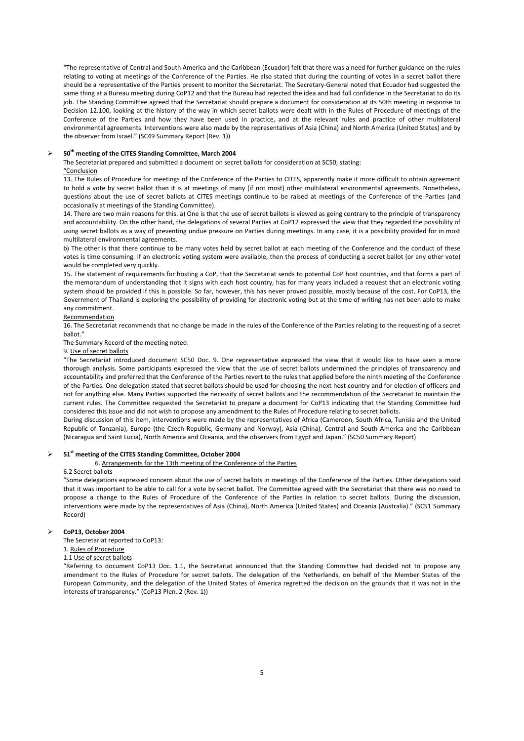"The representative of Central and South America and the Caribbean (Ecuador) felt that there was a need for further guidance on the rules relating to voting at meetings of the Conference of the Parties. He also stated that during the counting of votes in a secret ballot there should be a representative of the Parties present to monitor the Secretariat. The Secretary-General noted that Ecuador had suggested the same thing at a Bureau meeting during CoP12 and that the Bureau had rejected the idea and had full confidence in the Secretariat to do its job. The Standing Committee agreed that the Secretariat should prepare a document for consideration at its 50th meeting in response to Decision 12.100, looking at the history of the way in which secret ballots were dealt with in the Rules of Procedure of meetings of the Conference of the Parties and how they have been used in practice, and at the relevant rules and practice of other multilateral environmental agreements. Interventions were also made by the representatives of Asia (China) and North America (United States) and by the observer from Israel." (SC49 Summary Report (Rev. 1))

- **50th meeting of the CITES Standing Committee, March 2004**

The Secretariat prepared and submitted a document on secret ballots for consideration at SC50, stating:

"Conclusion

13. The Rules of Procedure for meetings of the Conference of the Parties to CITES, apparently make it more difficult to obtain agreement to hold a vote by secret ballot than it is at meetings of many (if not most) other multilateral environmental agreements. Nonetheless, questions about the use of secret ballots at CITES meetings continue to be raised at meetings of the Conference of the Parties (and occasionally at meetings of the Standing Committee).

14. There are two main reasons for this. a) One is that the use of secret ballots is viewed as going contrary to the principle of transparency and accountability. On the other hand, the delegations of several Parties at CoP12 expressed the view that they regarded the possibility of using secret ballots as a way of preventing undue pressure on Parties during meetings. In any case, it is a possibility provided for in most multilateral environmental agreements.

b) The other is that there continue to be many votes held by secret ballot at each meeting of the Conference and the conduct of these votes is time consuming. If an electronic voting system were available, then the process of conducting a secret ballot (or any other vote) would be completed very quickly.

15. The statement of requirements for hosting a CoP, that the Secretariat sends to potential CoP host countries, and that forms a part of the memorandum of understanding that it signs with each host country, has for many years included a request that an electronic voting system should be provided if this is possible. So far, however, this has never proved possible, mostly because of the cost. For CoP13, the Government of Thailand is exploring the possibility of providing for electronic voting but at the time of writing has not been able to make any commitment.

Recommendation

16. The Secretariat recommends that no change be made in the rules of the Conference of the Parties relating to the requesting of a secret ballot."

The Summary Record of the meeting noted:

9. Use of secret ballots

"The Secretariat introduced document SC50 Doc. 9. One representative expressed the view that it would like to have seen a more thorough analysis. Some participants expressed the view that the use of secret ballots undermined the principles of transparency and accountability and preferred that the Conference of the Parties revert to the rules that applied before the ninth meeting of the Conference of the Parties. One delegation stated that secret ballots should be used for choosing the next host country and for election of officers and not for anything else. Many Parties supported the necessity of secret ballots and the recommendation of the Secretariat to maintain the current rules. The Committee requested the Secretariat to prepare a document for CoP13 indicating that the Standing Committee had considered this issue and did not wish to propose any amendment to the Rules of Procedure relating to secret ballots.

During discussion of this item, interventions were made by the representatives of Africa (Cameroon, South Africa, Tunisia and the United Republic of Tanzania), Europe (the Czech Republic, Germany and Norway), Asia (China), Central and South America and the Caribbean (Nicaragua and Saint Lucia), North America and Oceania, and the observers from Egypt and Japan." (SC50 Summary Report)

- **51st meeting of the CITES Standing Committee, October 2004**

6. Arrangements for the 13th meeting of the Conference of the Parties

6.2 Secret ballots

"Some delegations expressed concern about the use of secret ballots in meetings of the Conference of the Parties. Other delegations said that it was important to be able to call for a vote by secret ballot. The Committee agreed with the Secretariat that there was no need to propose a change to the Rules of Procedure of the Conference of the Parties in relation to secret ballots. During the discussion, interventions were made by the representatives of Asia (China), North America (United States) and Oceania (Australia)." (SC51 Summary Record)

- **CoP13, October 2004**

The Secretariat reported to CoP13:

1. Rules of Procedure

1.1 Use of secret ballots

"Referring to document CoP13 Doc. 1.1, the Secretariat announced that the Standing Committee had decided not to propose any amendment to the Rules of Procedure for secret ballots. The delegation of the Netherlands, on behalf of the Member States of the European Community, and the delegation of the United States of America regretted the decision on the grounds that it was not in the interests of transparency." (CoP13 Plen. 2 (Rev. 1))